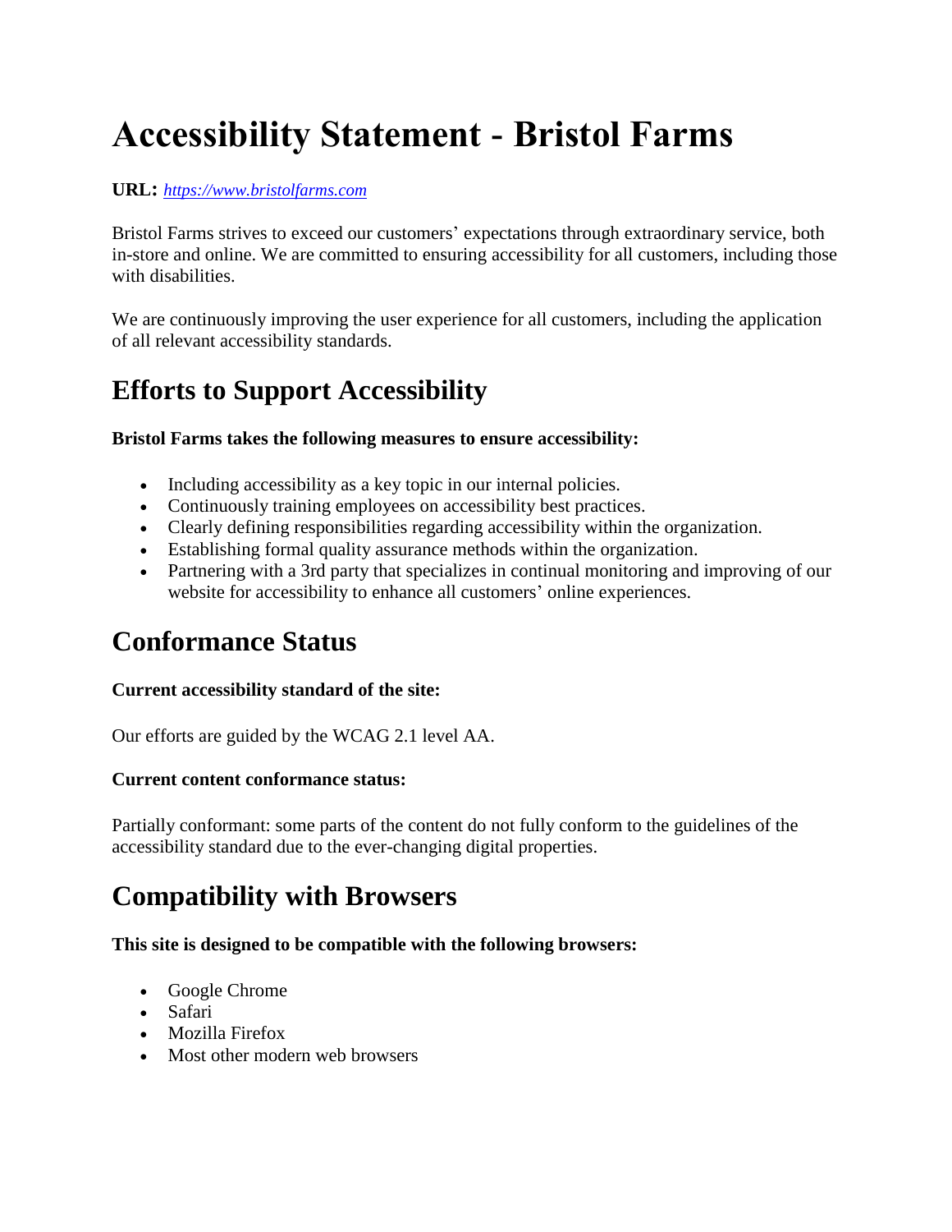# Accessibility Statement - Bristol Farms

**URL:** *[https://www.bristolfarms.com](https://www.bristolfarms.com)*

Bristol Farms strives to exceed our customers' expectations through extraordinary service, both in-store and online. We are committed to ensuring accessibility for all customers, including those with disabilities.

We are continuously improving the user experience for all customers, including the application of all relevant accessibility standards.

## Efforts to Support Accessibility

**Bristol Farms takes the following measures to ensure accessibility:**

- Including accessibility as a key topic in our internal policies.
- Continuously training employees on accessibility best practices.
- Clearly defining responsibilities regarding accessibility within the organization.
- Establishing formal quality assurance methods within the organization.
- Partnering with a 3rd party that specializes in continual monitoring and improving of our website for accessibility to enhance all customers' online experiences.

## Conformance Status

**Current accessibility standard of the site:**

Our efforts are guided by the WCAG 2.1 level AA.

**Current content conformance status:**

Partially conformant: some parts of the content do not fully conform to the guidelines of the accessibility standard due to the ever-changing digital properties.

## Compatibility with Browsers

**This site is designed to be compatible with the following browsers:**

- Google Chrome
- Safari
- Mozilla Firefox
- Most other modern web browsers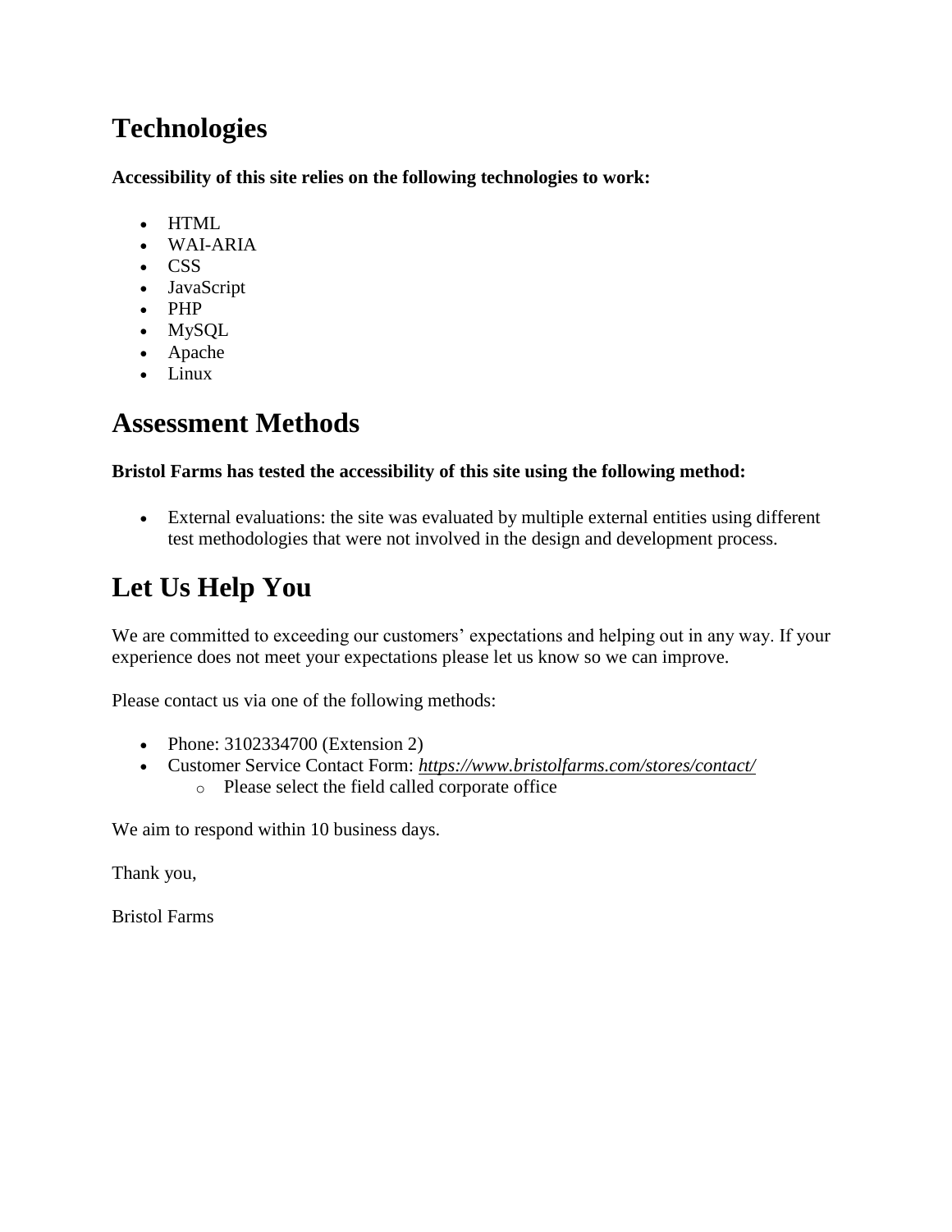# Technologies

**Accessibility of this site relies on the following technologies to work:**

- HTML
- WAI-ARIA
- CSS
- JavaScript
- PHP
- MySQL
- Apache
- Linux

# Assessment Methods

**Bristol Farms has tested the accessibility of this site using the following method:**

- External evaluations: the site was evaluated by multiple external entities using different test methodologies that were not involved in the design and development process.

# Let Us Help You

We are committed to exceeding our customers' expectations and helping out in any way. If your experience does not meet your expectations please let us know so we can improve.

Please contact us via one of the following methods:

- Phone: 3102334700 (Extension 2)
- Customer Service Contact Form: *https://www.bristolfarms.com/stores/contact/*
  - Please select the field called corporate office

We aim to respond within 10 business days.

Thank you,

Bristol Farms